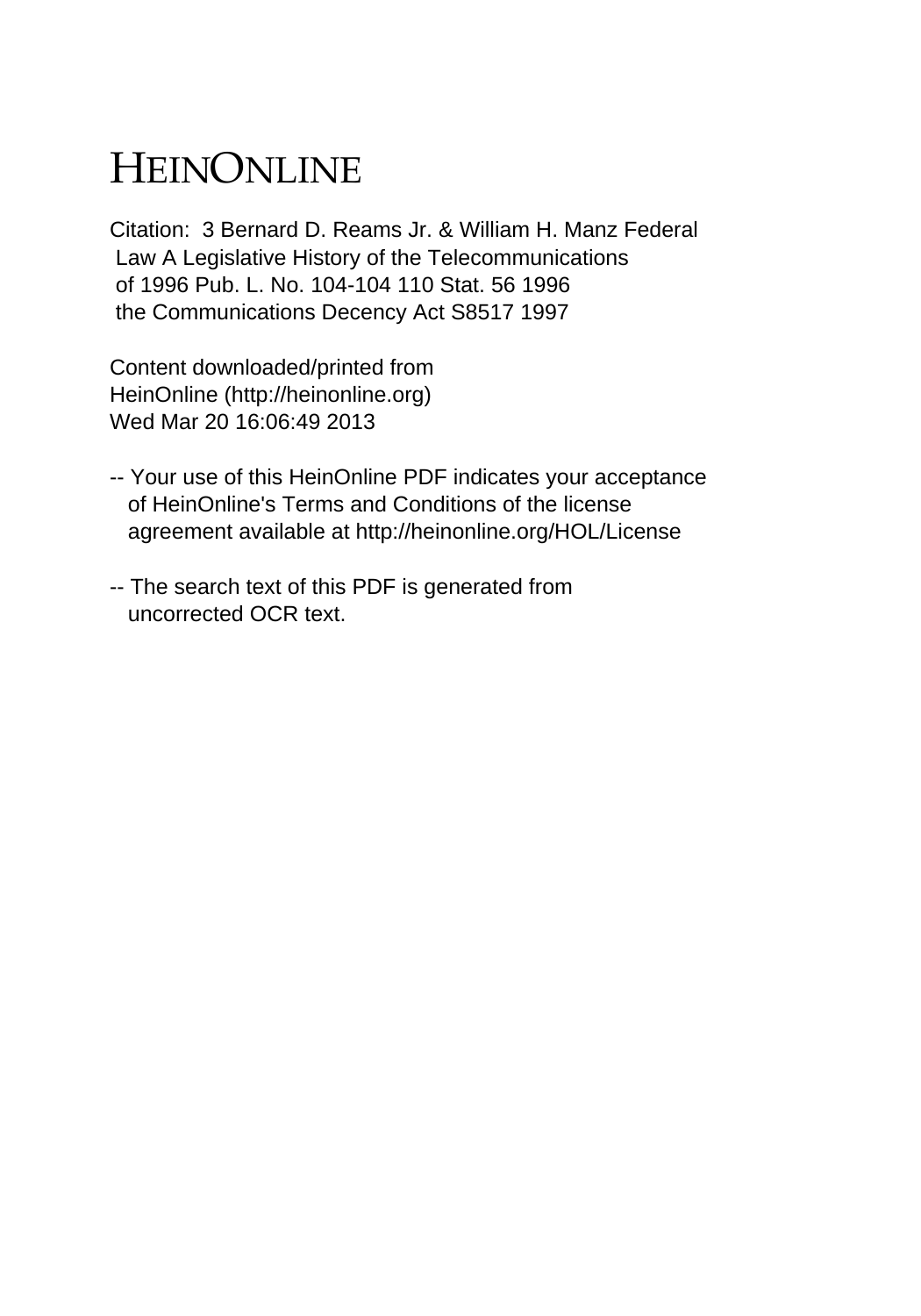# HEINONLINE

Citation: 3 Bernard D. Reams Jr. & William H. Manz Federal Law A Legislative History of the Telecommunications of 1996 Pub. L. No. 104-104 110 Stat. 56 1996 the Communications Decency Act S8517 1997

Content downloaded/printed from HeinOnline (http://heinonline.org) Wed Mar 20 16:06:49 2013

-- Your use of this HeinOnline PDF indicates your acceptance of HeinOnline's Terms and Conditions of the license agreement available at http://heinonline.org/HOL/License

-- The search text of this PDF is generated from uncorrected OCR text.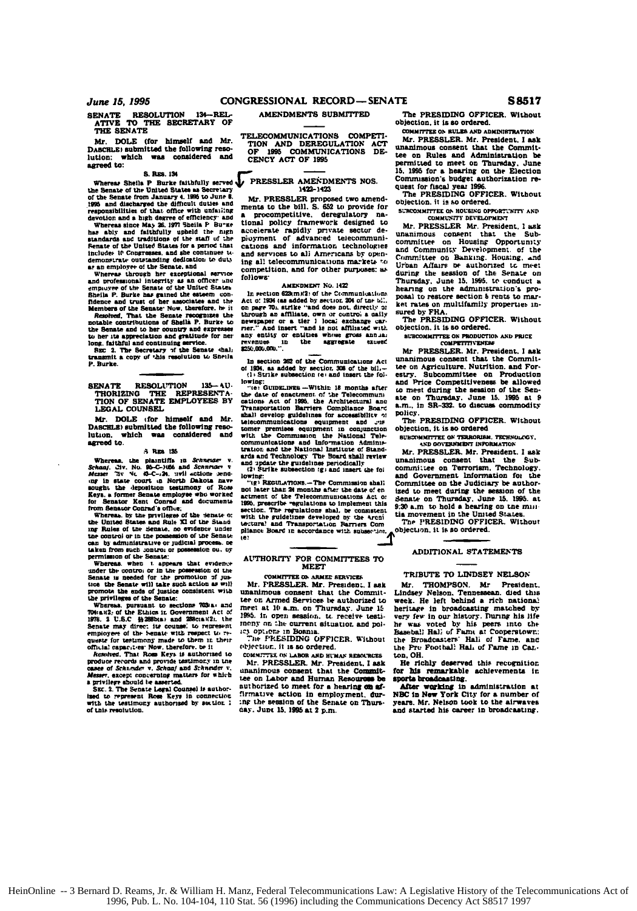## SENATE RESOLUTION 134—RELATIVE TO THE SECRETARY OF THE SENATE

Mr. DOLE (for himself and Mr. DASCHLE) submitted the following resolution; which was considered and agreed to:

S. RES. 134

Whereas Sheila P. Burke faithfully served the Senate of the United States as Secretary of the Senate from January 4, 1995 to June 8, 1995 and discharged the difficult duties and responsibilities of that office with unfailing devotion and a high degree of efficiency; and

Whereas since May 26, 1977 Sheila P. Burke has ably and faithfully upheld the high standards and traditions of the staff of the Senate of the United States for a period that includes 10 Congresses, and she continues to demonstrate outstanding dedication to duty as an employee of the Senate, and

Whereas through her exceptional service and professional integrity as an officer and employee of the Senate of the United States Sheila P. Burke has gained the esteem, confidence and trust of her associates and the Members of the Senate: Now, therefore, be it

*Resolved*, That the Senate recognizes the notable contributions of Sheila P. Burke to the Senate and to her country and expresses to her its appreciation and gratitude for her long, faithful and continuing service.

SEC. 2. The Secretary of the Senate shall transmit a copy of this resolution to Sheila P. Burke.

## SENATE RESOLUTION 135—AUTHORIZING THE REPRESENTATION OF SENATE EMPLOYEES BY LEGAL COUNSEL

Mr. DOLE (for himself and Mr. DASCHLE) submitted the following resolution; which was considered and agreed to.

S. RES. 135

Whereas, the plaintiffs in *Schneider v. Schaaf*, Civ. No. 95-C-1056 and *Schneider v. Messer*, Civ. No. 95-C-1024, civil actions pending in state court in North Dakota have sought the deposition testimony of Ross Keys, a former Senate employee who worked for Senator Kent Conrad and documents from Senator Conrad's office;

Whereas, by the privileges of the Senate of the United States and Rule XI of the Standing Rules of the Senate, no evidence under the control or in the possession of the Senate can, by administrative or judicial process, be taken from such control or possession but by permission of the Senate;

Whereas, when it appears that evidence under the control or in the possession of the Senate is needed for the promotion of justice the Senate will take such action as will promote the ends of justice consistent with the privileges of the Senate;

Whereas, pursuant to sections 703(a) and 704(a)(2) of the Ethics in Government Act of 1978, 2 U.S.C. §§288b(a) and 288c(a)(2), the Senate may direct its counsel to represent employees of the Senate with respect to requests for testimony made to them in their official capacities: Now, therefore, be it

*Resolved*, That Ross Keys is authorized to produce records and provide testimony in the cases of *Schneider v. Schaaf* and *Schneider v. Messer*, except concerning matters for which a privilege should be asserted.

SEC. 2. The Senate Legal Counsel is authorized to represent Ross Keys in connection with the testimony authorized by section 1 of this resolution.

## AMENDMENTS SUBMITTED

### TELECOMMUNICATIONS COMPETITION AND DEREGULATION ACT OF 1995 COMMUNICATIONS DECENCY ACT OF 1995

### PRESSLER AMENDMENT NOS. 1422-1423

Mr. PRESSLER proposed two amendments to the bill, S. 652 to provide for a procompetitive, deregulatory national policy framework designed to accelerate rapidly private sector deployment of advanced telecommunications and information technologies and services to all Americans by opening all telecommunications markets to competition, and for other purposes; as follows:

AMENDMENT NO. 1422

In section 623(m)(2) of the Communications Act of 1934 (as added by section 204 of the bill, on page 70), strike "and does not, directly or through an affiliate, own or control a daily newspaper or a tier 1 local exchange carrier." And insert "and is not affiliated with any entity or entities whose gross annual revenues in the aggregate exceed $250,000,000.".

In section 262 of the Communications Act of 1934, as added by section 308 of the bill—

(1) Strike subsection (e) and insert the following:

"(e) GUIDELINES.—Within 18 months after the date of enactment of the Telecommunications Act of 1995, the Architectural and Transportation Barriers Compliance Board shall develop guidelines for accessibility of telecommunications equipment and customer premises equipment in conjunction with the Commission the National Telecommunications and Information Administration and the National Institute of Standards and Technology. The Board shall review and update the guidelines periodically.

(2) Strike subsection (g) and insert the following:

"(g) REGULATIONS.—The Commission shall not later than 24 months after the date of enactment of the Telecommunications Act of 1995, prescribe regulations to implement this section. The regulations shall be consistent with the guidelines developed by the Architectural and Transportation Barriers Compliance Board in accordance with subsection (e).

## AUTHORITY FOR COMMITTEES TO MEET

COMMITTEE ON ARMED SERVICES

Mr. PRESSLER. Mr. President, I ask unanimous consent that the Committee on Armed Services be authorized to meet at 10 a.m. on Thursday, June 15, 1995, in open session, to receive testimony on the current situation and policy options in Bosnia.

The PRESIDING OFFICER. Without objection, it is so ordered.

COMMITTEE ON LABOR AND HUMAN RESOURCES

Mr. PRESSLER. Mr. President, I ask unanimous consent that the Committee on Labor and Human Resources be authorized to meet for a hearing on affirmative action in employment, during the session of the Senate on Thursday, June 15, 1995 at 2 p.m.

The PRESIDING OFFICER. Without objection, it is so ordered.

COMMITTEE ON RULES AND ADMINISTRATION

Mr. PRESSLER. Mr. President, I ask unanimous consent that the Committee on Rules and Administration be permitted to meet on Thursday, June 15, 1995 for a hearing on the Election Commission's budget authorization request for fiscal year 1996.

The PRESIDING OFFICER. Without objection, it is so ordered.

SUBCOMMITTEE ON HOUSING OPPORTUNITY AND COMMUNITY DEVELOPMENT

Mr. PRESSLER. Mr. President, I ask unanimous consent that the Subcommittee on Housing Opportunity and Community Development, of the Committee on Banking, Housing, and Urban Affairs be authorized to meet during the session of the Senate on Thursday, June 15, 1995, to conduct a hearing on the administration's proposal to restore section 8 rents to market rates on multifamily properties insured by FHA.

The PRESIDING OFFICER. Without objection, it is so ordered.

SUBCOMMITTEE ON PRODUCTION AND PRICE COMPETITIVENESS

Mr. PRESSLER. Mr. President, I ask unanimous consent that the Committee on Agriculture, Nutrition, and Forestry, Subcommittee on Production and Price Competitiveness be allowed to meet during the session of the Senate on Thursday, June 15, 1995 at 9 a.m., in SR-332, to discuss commodity policy.

The PRESIDING OFFICER. Without objection, it is so ordered.

SUBCOMMITTEE ON TERRORISM, TECHNOLOGY, AND GOVERNMENT INFORMATION

Mr. PRESSLER. Mr. President, I ask unanimous consent that the Subcommittee on Terrorism, Technology, and Government Information for the Committee on the Judiciary be authorized to meet during the session of the Senate on Thursday, June 15, 1995, at 9:30 a.m. to hold a hearing on the militia movement in the United States.

The PRESIDING OFFICER. Without objection, it is so ordered.

## ADDITIONAL STATEMENTS

### TRIBUTE TO LINDSEY NELSON

Mr. THOMPSON. Mr. President, Lindsey Nelson, Tennessean, died this week. He left behind a rich national heritage in broadcasting matched by very few in our history. During his life he was voted by his peers into the Baseball Hall of Fame at Cooperstown; the Broadcasters' Hall of Fame, and the Pro Football Hall of Fame in Canton, OH.

He richly deserved this recognition for his remarkable achievements in sports broadcasting.

After working in administration at NBC in New York City for a number of years, Mr. Nelson took to the airwaves and started his career in broadcasting.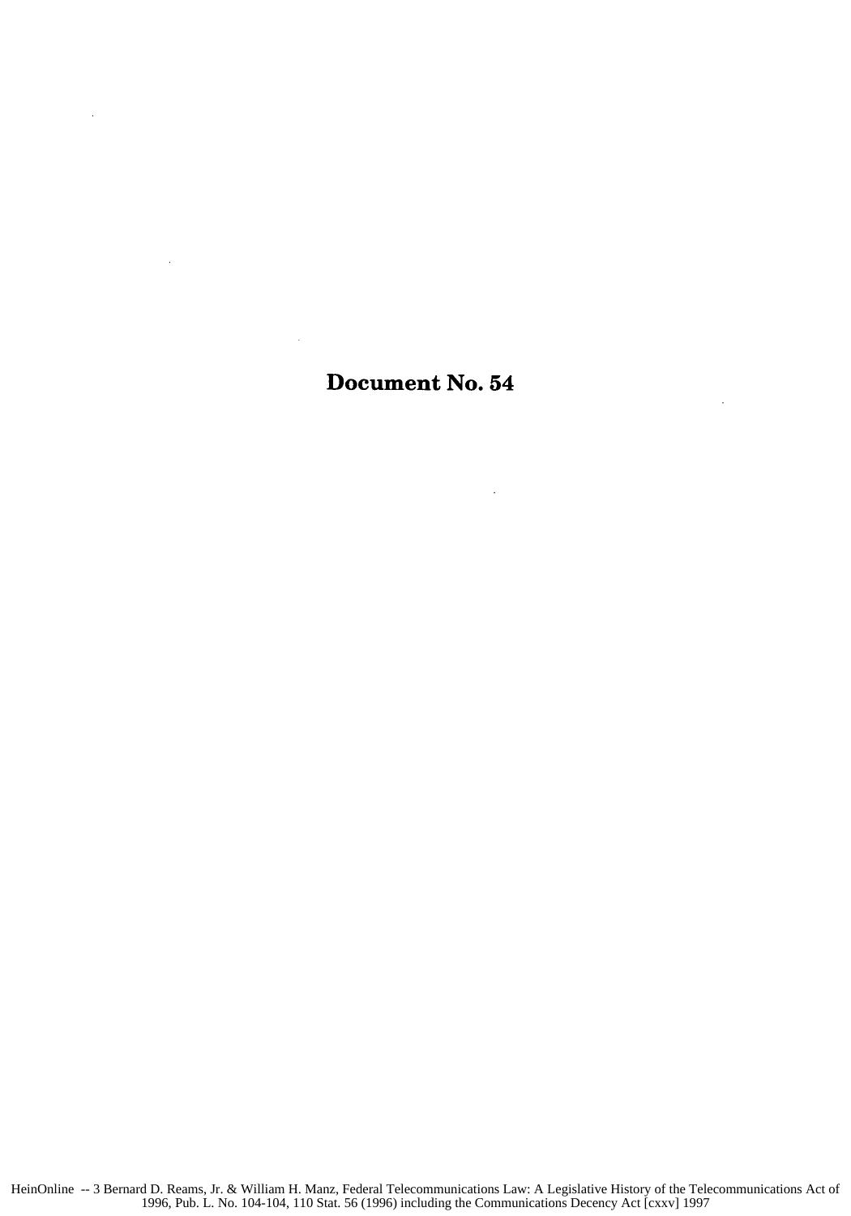# Document No. 54